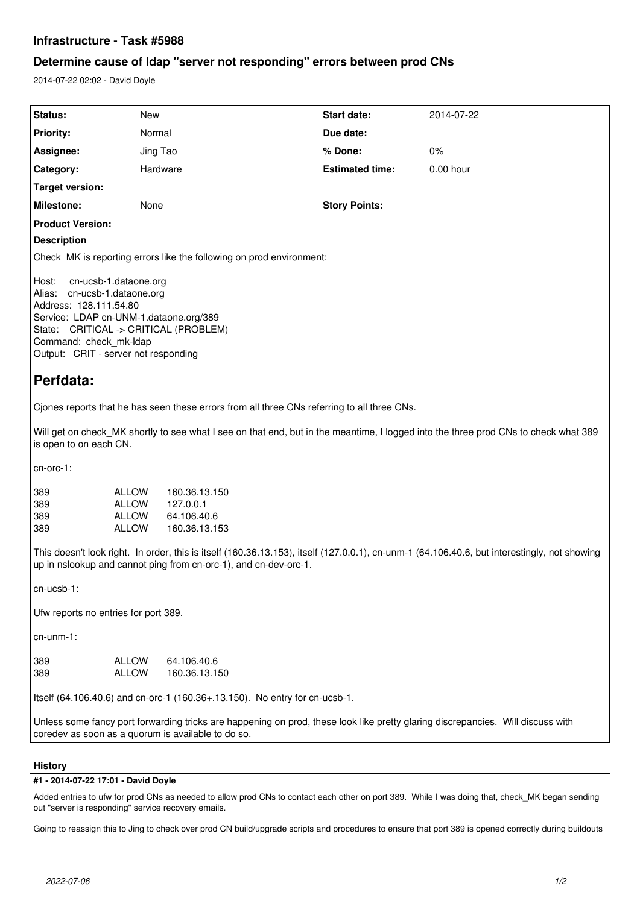# Infrastructure - Task #5988

## Determine cause of ldap "server not responding" errors between prod CNs

2014-07-22 02:02 - David Doyle

| Status: | New | Start date: | 2014-07-22 |
|---|---|---|---|
| Priority: | Normal | Due date: | |
| Assignee: | Jing Tao | % Done: | 0% |
| Category: | Hardware | Estimated time: | 0.00 hour |
| Target version: | | | |
| Milestone: | None | Story Points: | |
| Product Version: | | | |

**Description**

Check_MK is reporting errors like the following on prod environment:

Host: cn-ucsb-1.dataone.org
Alias: cn-ucsb-1.dataone.org
Address: 128.111.54.80
Service: LDAP cn-UNM-1.dataone.org/389
State: CRITICAL -> CRITICAL (PROBLEM)
Command: check_mk-ldap
Output: CRIT - server not responding

# Perfdata:

Cjones reports that he has seen these errors from all three CNs referring to all three CNs.

Will get on check_MK shortly to see what I see on that end, but in the meantime, I logged into the three prod CNs to check what 389 is open to on each CN.

cn-orc-1:

```
389          ALLOW     160.36.13.150
389          ALLOW     127.0.0.1
389          ALLOW     64.106.40.6
389          ALLOW     160.36.13.153
```

This doesn't look right. In order, this is itself (160.36.13.153), itself (127.0.0.1), cn-unm-1 (64.106.40.6, but interestingly, not showing up in nslookup and cannot ping from cn-orc-1), and cn-dev-orc-1.

cn-ucsb-1:

Ufw reports no entries for port 389.

cn-unm-1:

```
389          ALLOW     64.106.40.6
389          ALLOW     160.36.13.150
```

Itself (64.106.40.6) and cn-orc-1 (160.36+.13.150). No entry for cn-ucsb-1.

Unless some fancy port forwarding tricks are happening on prod, these look like pretty glaring discrepancies. Will discuss with coredev as soon as a quorum is available to do so.

### History

#### #1 - 2014-07-22 17:01 - David Doyle

Added entries to ufw for prod CNs as needed to allow prod CNs to contact each other on port 389. While I was doing that, check_MK began sending out "server is responding" service recovery emails.

Going to reassign this to Jing to check over prod CN build/upgrade scripts and procedures to ensure that port 389 is opened correctly during buildouts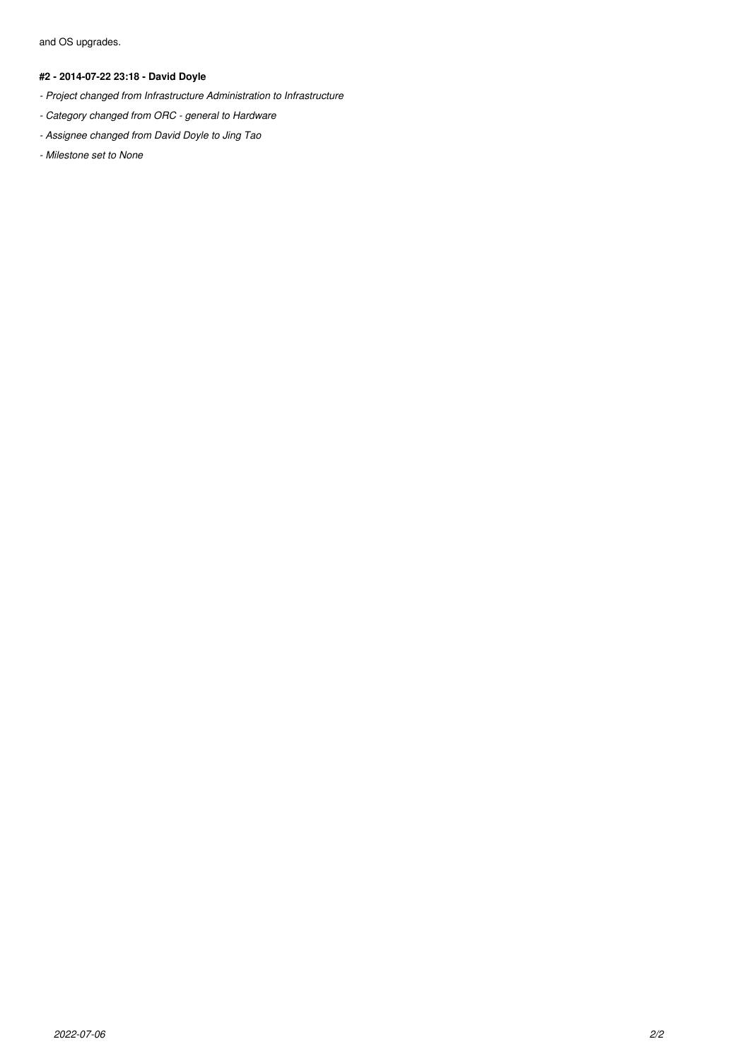and OS upgrades.

#### #2 - 2014-07-22 23:18 - David Doyle

- *Project changed from Infrastructure Administration to Infrastructure*
- *Category changed from ORC - general to Hardware*
- *Assignee changed from David Doyle to Jing Tao*
- *Milestone set to None*